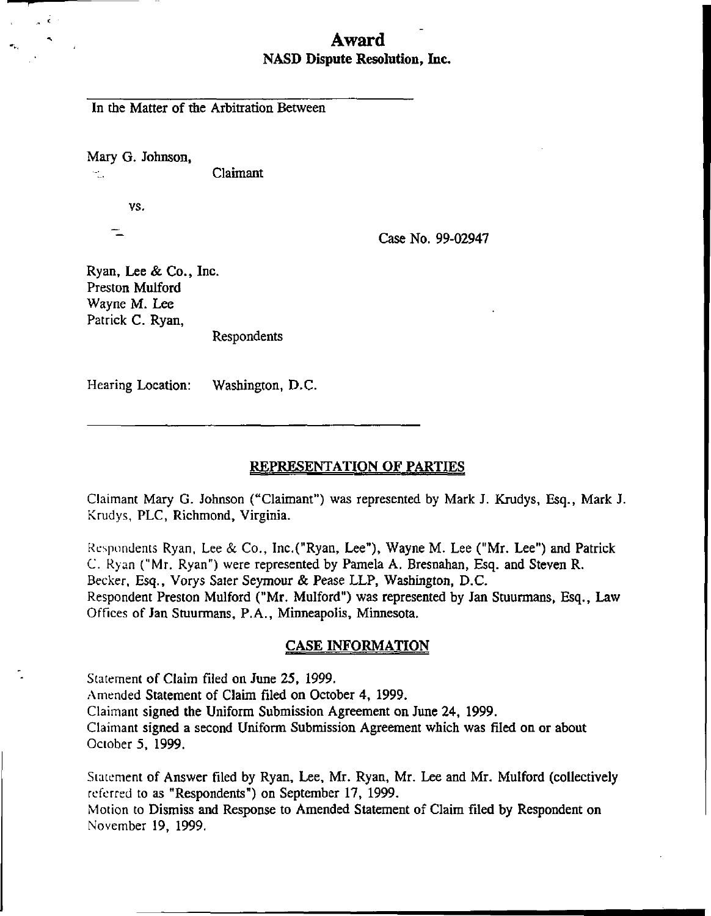# Award

## NASD Dispute Resolution, Inc.

In the Matter of the Arbitration Between

Mary G. Johnson,

Claimant

vs.

Case No. 99-02947

Ryan, Lee & Co., Inc.
Preston Mulford
Wayne M. Lee
Patrick C. Ryan,

Respondents

Hearing Location: Washington, D.C.

---

### REPRESENTATION OF PARTIES

Claimant Mary G. Johnson ("Claimant") was represented by Mark J. Krudys, Esq., Mark J. Krudys, PLC, Richmond, Virginia.

Respondents Ryan, Lee & Co., Inc.("Ryan, Lee"), Wayne M. Lee ("Mr. Lee") and Patrick C. Ryan ("Mr. Ryan") were represented by Pamela A. Bresnahan, Esq. and Steven R. Becker, Esq., Vorys Sater Seymour & Pease LLP, Washington, D.C.
Respondent Preston Mulford ("Mr. Mulford") was represented by Jan Stuurmans, Esq., Law Offices of Jan Stuurmans, P.A., Minneapolis, Minnesota.

### CASE INFORMATION

Statement of Claim filed on June 25, 1999.
Amended Statement of Claim filed on October 4, 1999.
Claimant signed the Uniform Submission Agreement on June 24, 1999.
Claimant signed a second Uniform Submission Agreement which was filed on or about October 5, 1999.

Statement of Answer filed by Ryan, Lee, Mr. Ryan, Mr. Lee and Mr. Mulford (collectively referred to as "Respondents") on September 17, 1999.
Motion to Dismiss and Response to Amended Statement of Claim filed by Respondent on November 19, 1999.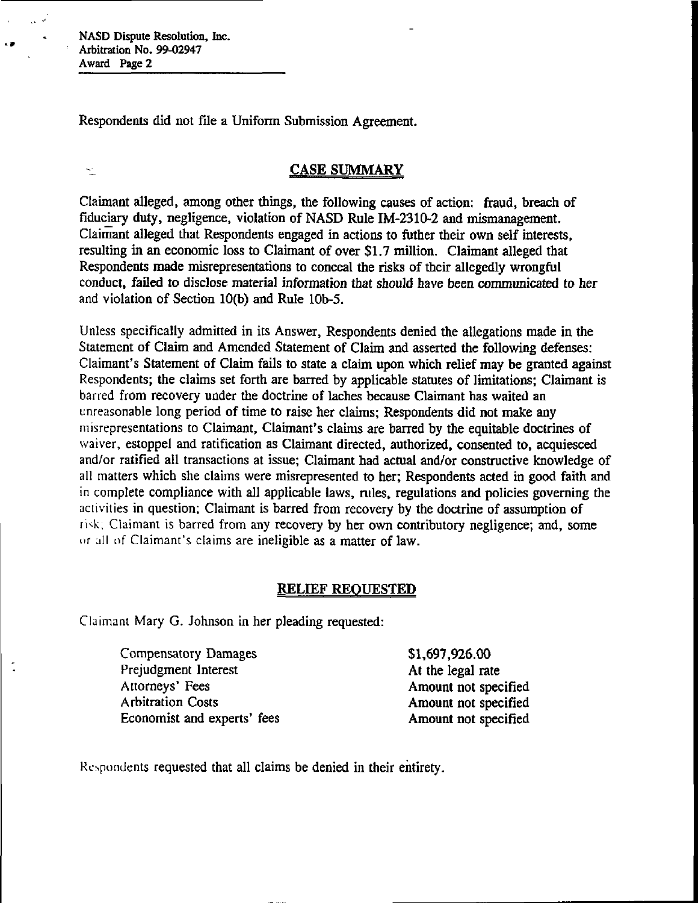Respondents did not file a Uniform Submission Agreement.

## CASE SUMMARY

Claimant alleged, among other things, the following causes of action: fraud, breach of fiduciary duty, negligence, violation of NASD Rule IM-2310-2 and mismanagement. Claimant alleged that Respondents engaged in actions to futher their own self interests, resulting in an economic loss to Claimant of over $1.7 million. Claimant alleged that Respondents made misrepresentations to conceal the risks of their allegedly wrongful conduct, failed to disclose material information that should have been communicated to her and violation of Section 10(b) and Rule 10b-5.

Unless specifically admitted in its Answer, Respondents denied the allegations made in the Statement of Claim and Amended Statement of Claim and asserted the following defenses: Claimant's Statement of Claim fails to state a claim upon which relief may be granted against Respondents; the claims set forth are barred by applicable statutes of limitations; Claimant is barred from recovery under the doctrine of laches because Claimant has waited an unreasonable long period of time to raise her claims; Respondents did not make any misrepresentations to Claimant, Claimant's claims are barred by the equitable doctrines of waiver, estoppel and ratification as Claimant directed, authorized, consented to, acquiesced and/or ratified all transactions at issue; Claimant had actual and/or constructive knowledge of all matters which she claims were misrepresented to her; Respondents acted in good faith and in complete compliance with all applicable laws, rules, regulations and policies governing the activities in question; Claimant is barred from recovery by the doctrine of assumption of risk; Claimant is barred from any recovery by her own contributory negligence; and, some or all of Claimant's claims are ineligible as a matter of law.

## RELIEF REQUESTED

Claimant Mary G. Johnson in her pleading requested:

| | |
|---|---|
| Compensatory Damages | $1,697,926.00 |
| Prejudgment Interest | At the legal rate |
| Attorneys' Fees | Amount not specified |
| Arbitration Costs | Amount not specified |
| Economist and experts' fees | Amount not specified |

Respondents requested that all claims be denied in their entirety.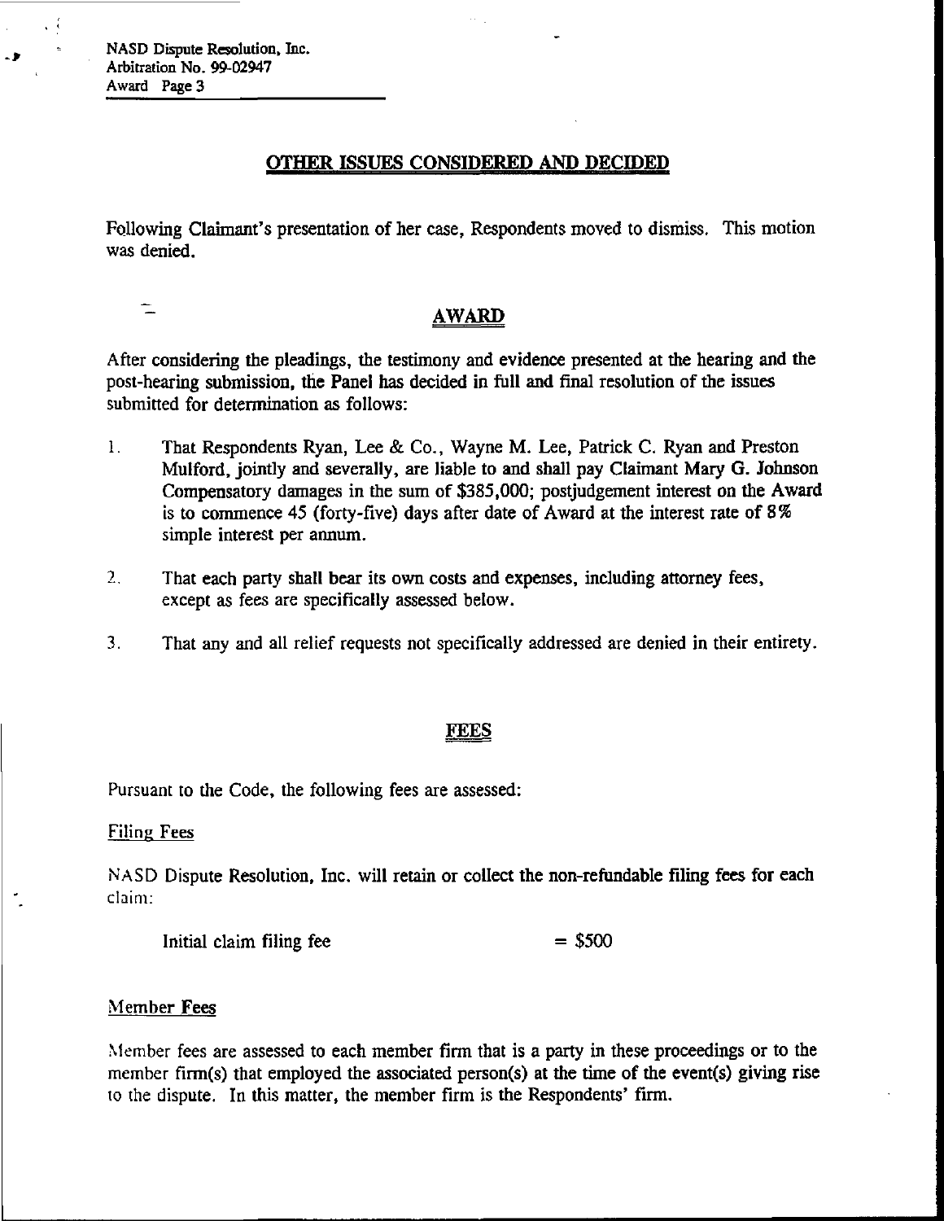## OTHER ISSUES CONSIDERED AND DECIDED

Following Claimant's presentation of her case, Respondents moved to dismiss. This motion was denied.

## AWARD

After considering the pleadings, the testimony and evidence presented at the hearing and the post-hearing submission, the Panel has decided in full and final resolution of the issues submitted for determination as follows:

1. That Respondents Ryan, Lee & Co., Wayne M. Lee, Patrick C. Ryan and Preston Mulford, jointly and severally, are liable to and shall pay Claimant Mary G. Johnson Compensatory damages in the sum of $385,000; postjudgement interest on the Award is to commence 45 (forty-five) days after date of Award at the interest rate of 8% simple interest per annum.

2. That each party shall bear its own costs and expenses, including attorney fees, except as fees are specifically assessed below.

3. That any and all relief requests not specifically addressed are denied in their entirety.

## FEES

Pursuant to the Code, the following fees are assessed:

Filing Fees

NASD Dispute Resolution, Inc. will retain or collect the non-refundable filing fees for each claim:

Initial claim filing fee = $500

Member Fees

Member fees are assessed to each member firm that is a party in these proceedings or to the member firm(s) that employed the associated person(s) at the time of the event(s) giving rise to the dispute. In this matter, the member firm is the Respondents' firm.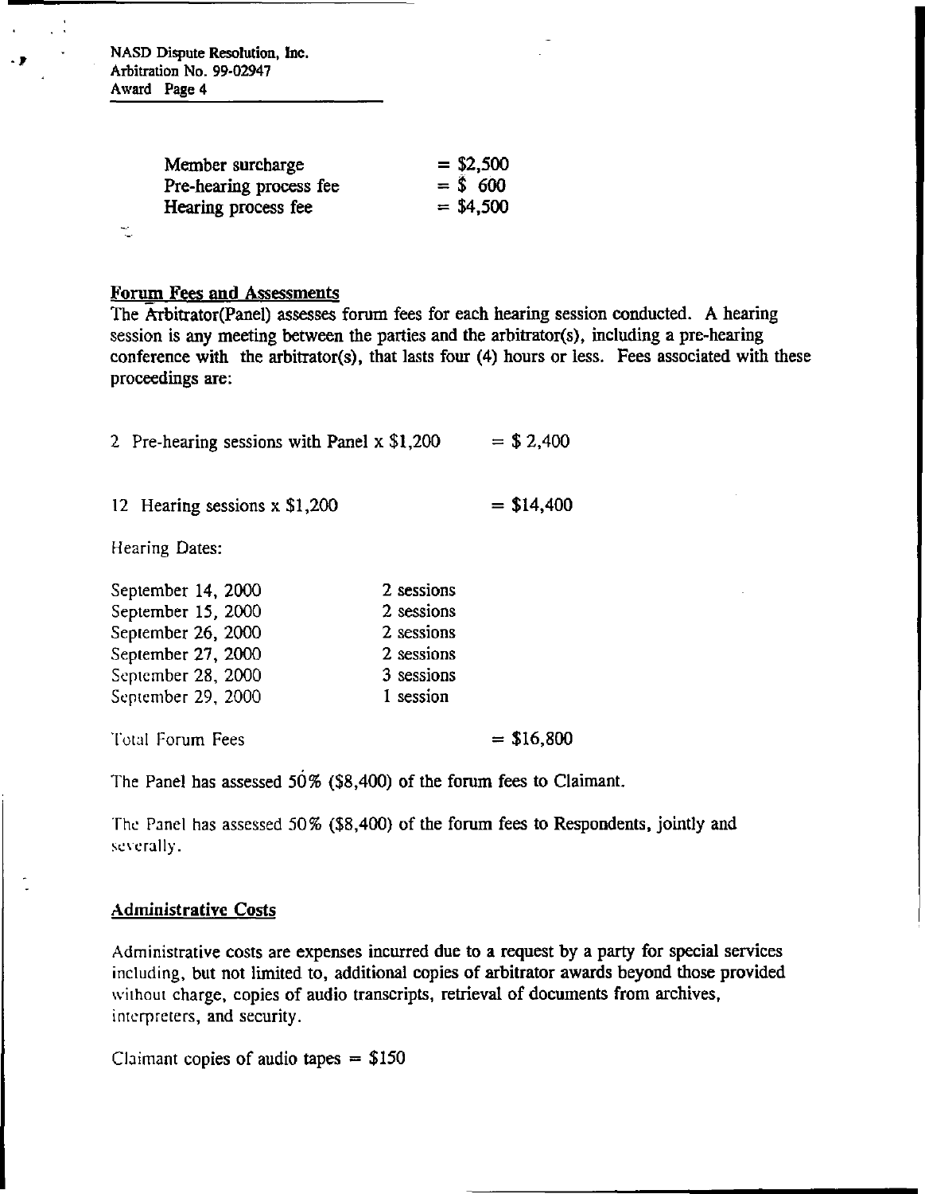| | |
|---|---|
| Member surcharge | = $2,500 |
| Pre-hearing process fee | = $ 600 |
| Hearing process fee | = $4,500 |

### Forum Fees and Assessments

The Arbitrator(Panel) assesses forum fees for each hearing session conducted. A hearing session is any meeting between the parties and the arbitrator(s), including a pre-hearing conference with the arbitrator(s), that lasts four (4) hours or less. Fees associated with these proceedings are:

2 Pre-hearing sessions with Panel x $1,200 = $ 2,400

12 Hearing sessions x $1,200 = $14,400

Hearing Dates:

| | |
|---|---|
| September 14, 2000 | 2 sessions |
| September 15, 2000 | 2 sessions |
| September 26, 2000 | 2 sessions |
| September 27, 2000 | 2 sessions |
| September 28, 2000 | 3 sessions |
| September 29, 2000 | 1 session |

Total Forum Fees = $16,800

The Panel has assessed 50% ($8,400) of the forum fees to Claimant.

The Panel has assessed 50% ($8,400) of the forum fees to Respondents, jointly and severally.

### Administrative Costs

Administrative costs are expenses incurred due to a request by a party for special services including, but not limited to, additional copies of arbitrator awards beyond those provided without charge, copies of audio transcripts, retrieval of documents from archives, interpreters, and security.

Claimant copies of audio tapes = $150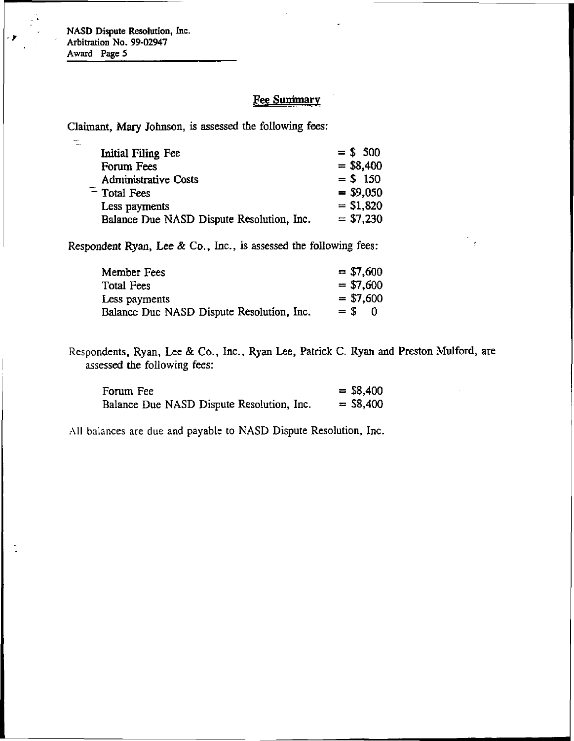## Fee Summary

Claimant, Mary Johnson, is assessed the following fees:

| | |
|---|---|
| Initial Filing Fee | = $ 500 |
| Forum Fees | = $8,400 |
| Administrative Costs | = $ 150 |
| Total Fees | = $9,050 |
| Less payments | = $1,820 |
| Balance Due NASD Dispute Resolution, Inc. | = $7,230 |

Respondent Ryan, Lee & Co., Inc., is assessed the following fees:

| | |
|---|---|
| Member Fees | = $7,600 |
| Total Fees | = $7,600 |
| Less payments | = $7,600 |
| Balance Due NASD Dispute Resolution, Inc. | = $ 0 |

Respondents, Ryan, Lee & Co., Inc., Ryan Lee, Patrick C. Ryan and Preston Mulford, are assessed the following fees:

| | |
|---|---|
| Forum Fee | = $8,400 |
| Balance Due NASD Dispute Resolution, Inc. | = $8,400 |

All balances are due and payable to NASD Dispute Resolution, Inc.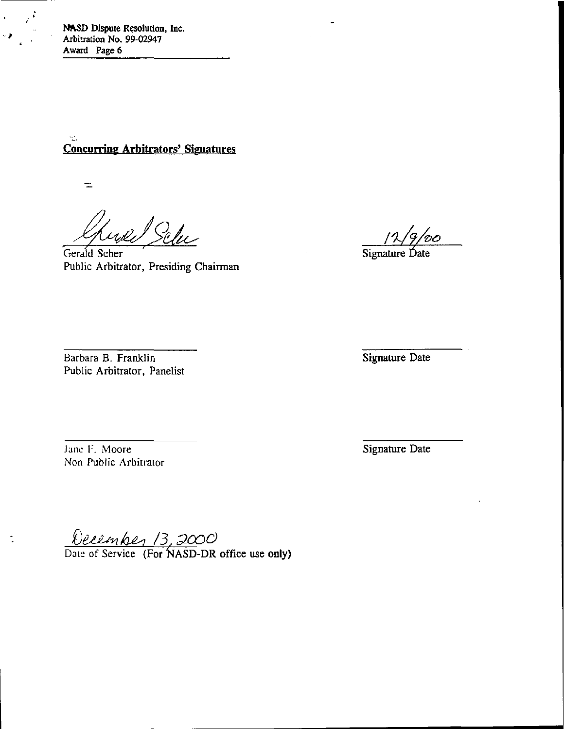NASD Dispute Resolution, Inc.
Arbitration No. 99-02947
Award Page 6

## Concurring Arbitrators' Signatures

Gerald Scher
Public Arbitrator, Presiding Chairman

12/9/00
Signature Date

Barbara B. Franklin
Public Arbitrator, Panelist

Signature Date

Jane F. Moore
Non Public Arbitrator

Signature Date

December 13, 2000
Date of Service (For NASD-DR office use only)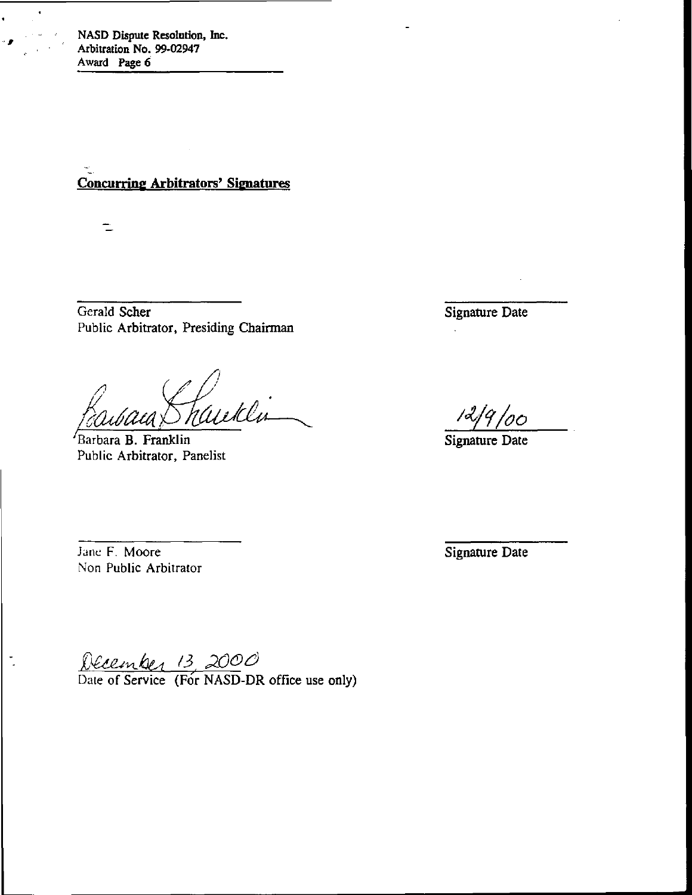NASD Dispute Resolution, Inc.
Arbitration No. 99-02947
Award Page 6

## Concurring Arbitrators' Signatures

| | |
|---|---|
| _______________ | _______________ |
| Gerald Scher<br>Public Arbitrator, Presiding Chairman | Signature Date |
| Barbara B. Franklin (signed)<br>Barbara B. Franklin<br>Public Arbitrator, Panelist | 12/9/00<br>Signature Date |
| _______________ | _______________ |
| Jane F. Moore<br>Non Public Arbitrator | Signature Date |

December 13, 2000
Date of Service (For NASD-DR office use only)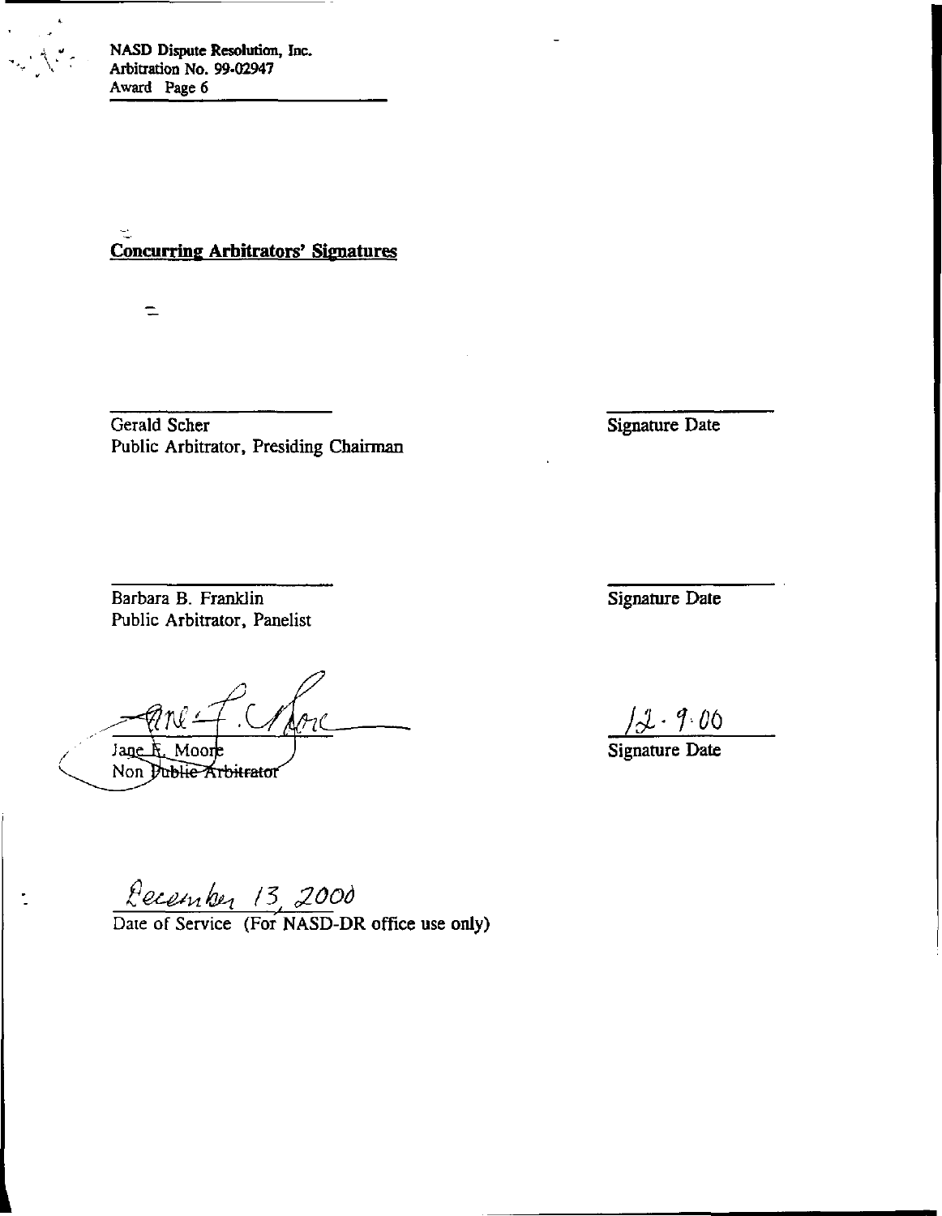NASD Dispute Resolution, Inc.
Arbitration No. 99-02947
Award Page 6

**Concurring Arbitrators' Signatures**

Gerald Scher
Public Arbitrator, Presiding Chairman

Signature Date

Barbara B. Franklin
Public Arbitrator, Panelist

Signature Date

Jane F. Moore
Non Public Arbitrator

12·9·00
Signature Date

December 13, 2000
Date of Service (For NASD-DR office use only)